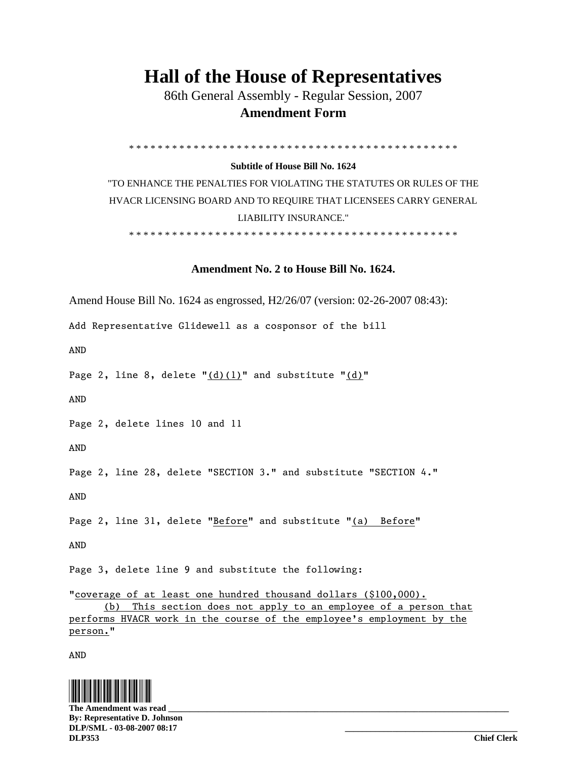# Hall of the House of Representatives

86th General Assembly - Regular Session, 2007

**Amendment Form**

\* \* \* \* \* \* \* \* \* \* \* \* \* \* \* \* \* \* \* \* \* \* \* \* \* \* \* \* \* \* \* \* \* \* \* \* \* \* \* \* \* \* \* \* \* \* \* \*

**Subtitle of House Bill No. 1624**

"TO ENHANCE THE PENALTIES FOR VIOLATING THE STATUTES OR RULES OF THE HVACR LICENSING BOARD AND TO REQUIRE THAT LICENSEES CARRY GENERAL LIABILITY INSURANCE."

\* \* \* \* \* \* \* \* \* \* \* \* \* \* \* \* \* \* \* \* \* \* \* \* \* \* \* \* \* \* \* \* \* \* \* \* \* \* \* \* \* \* \* \* \* \* \* \*

**Amendment No. 2 to House Bill No. 1624.**

Amend House Bill No. 1624 as engrossed, H2/26/07 (version: 02-26-2007 08:43):

Add Representative Glidewell as a cosponsor of the bill

AND

Page 2, line 8, delete "<u>(d)(1)</u>" and substitute "<u>(d)</u>"

AND

Page 2, delete lines 10 and 11

AND

Page 2, line 28, delete "SECTION 3." and substitute "SECTION 4."

AND

Page 2, line 31, delete "<u>Before</u>" and substitute "<u>(a) Before</u>"

AND

Page 3, delete line 9 and substitute the following:

"<u>coverage of at least one hundred thousand dollars ($100,000).</u>
<u>(b) This section does not apply to an employee of a person that performs HVACR work in the course of the employee's employment by the person.</u>"

AND

The Amendment was read \_\_\_\_\_\_\_\_\_\_\_\_\_\_\_\_\_\_\_\_\_\_\_\_\_\_\_\_\_\_\_\_\_\_\_\_\_\_\_\_\_\_\_\_\_\_\_\_\_\_\_\_\_\_\_\_\_\_\_\_\_\_\_\_\_\_
**By: Representative D. Johnson**
**DLP/SML - 03-08-2007 08:17**
**DLP353**

\_\_\_\_\_\_\_\_\_\_\_\_\_\_\_\_\_\_\_\_\_\_\_\_\_\_\_\_\_\_\_\_\_\_\_\_\_\_
**Chief Clerk**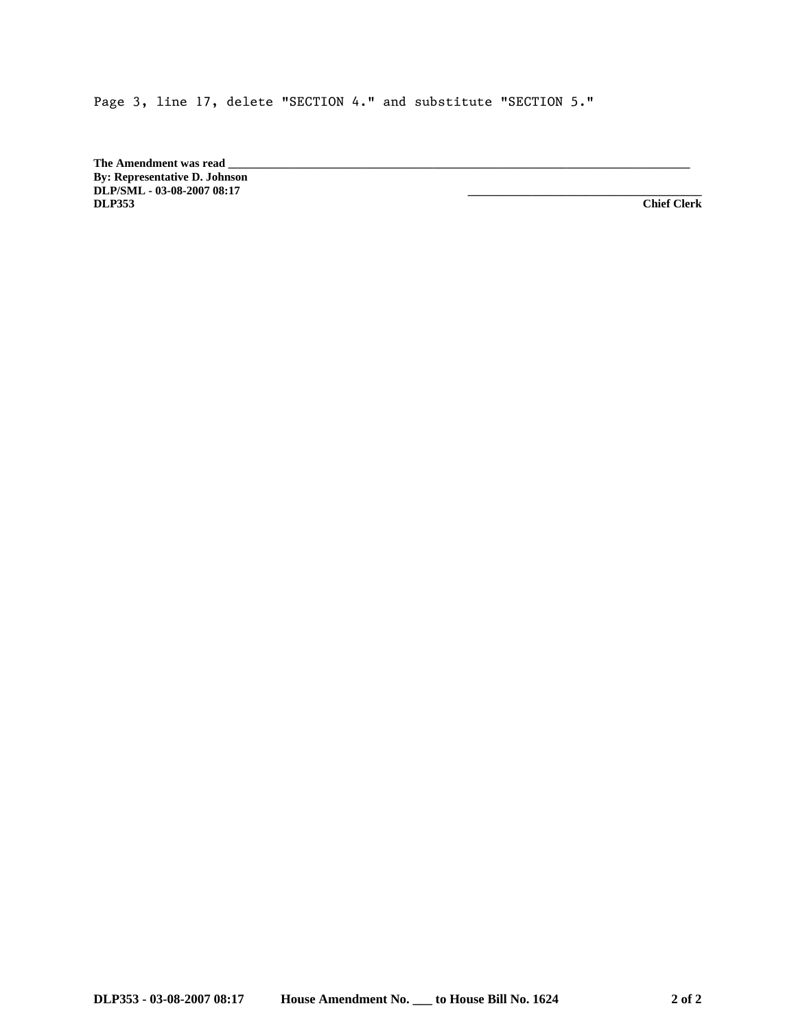Page 3, line 17, delete "SECTION 4." and substitute "SECTION 5."

**The Amendment was read \_\_\_\_\_\_\_\_\_\_\_\_\_\_\_\_\_\_\_\_\_\_\_\_\_\_\_\_\_\_\_\_\_\_\_\_\_\_\_\_\_\_\_\_\_\_\_\_\_\_\_\_\_\_\_\_\_\_\_\_\_\_\_\_\_\_**
**By: Representative D. Johnson**
**DLP/SML - 03-08-2007 08:17**
**DLP353**

**\_\_\_\_\_\_\_\_\_\_\_\_\_\_\_\_\_\_\_\_\_\_\_\_\_\_\_\_\_\_\_\_\_\_\_\_\_\_\_\_**
**Chief Clerk**